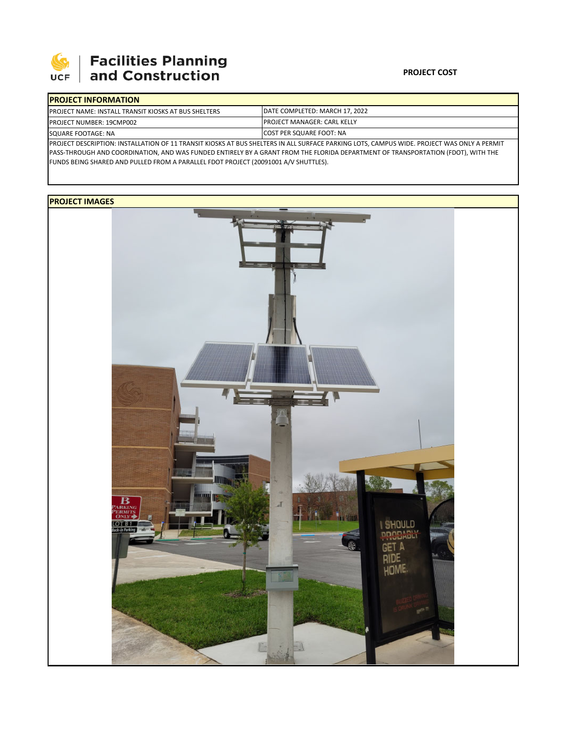Facilities Planning and Construction

**PROJECT COST**

## PROJECT INFORMATION

| PROJECT NAME: INSTALL TRANSIT KIOSKS AT BUS SHELTERS | DATE COMPLETED: MARCH 17, 2022 |
|---|---|
| PROJECT NUMBER: 19CMP002 | PROJECT MANAGER: CARL KELLY |
| SQUARE FOOTAGE: NA | COST PER SQUARE FOOT: NA |

PROJECT DESCRIPTION: INSTALLATION OF 11 TRANSIT KIOSKS AT BUS SHELTERS IN ALL SURFACE PARKING LOTS, CAMPUS WIDE. PROJECT WAS ONLY A PERMIT PASS-THROUGH AND COORDINATION, AND WAS FUNDED ENTIRELY BY A GRANT FROM THE FLORIDA DEPARTMENT OF TRANSPORTATION (FDOT), WITH THE FUNDS BEING SHARED AND PULLED FROM A PARALLEL FDOT PROJECT (20091001 A/V SHUTTLES).

## PROJECT IMAGES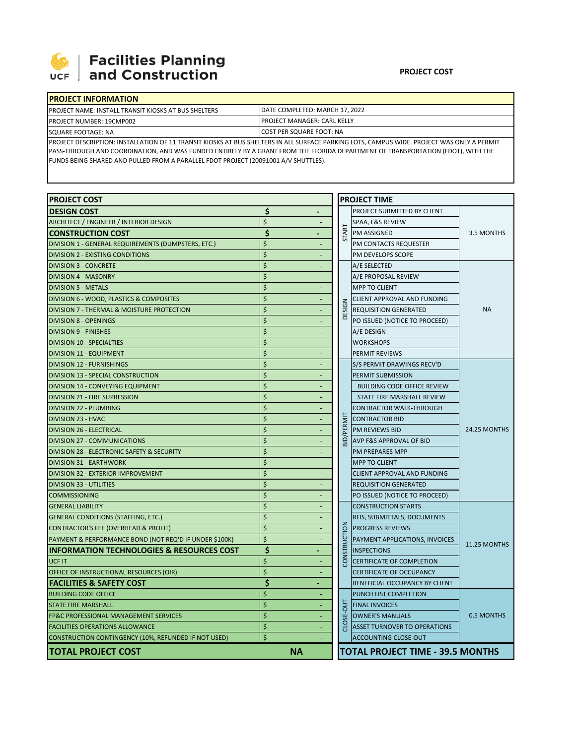**Facilities Planning and Construction**

**PROJECT COST**

| PROJECT INFORMATION | |
|---|---|
| PROJECT NAME: INSTALL TRANSIT KIOSKS AT BUS SHELTERS | DATE COMPLETED: MARCH 17, 2022 |
| PROJECT NUMBER: 19CMP002 | PROJECT MANAGER: CARL KELLY |
| SQUARE FOOTAGE: NA | COST PER SQUARE FOOT: NA |

PROJECT DESCRIPTION: INSTALLATION OF 11 TRANSIT KIOSKS AT BUS SHELTERS IN ALL SURFACE PARKING LOTS, CAMPUS WIDE. PROJECT WAS ONLY A PERMIT PASS-THROUGH AND COORDINATION, AND WAS FUNDED ENTIRELY BY A GRANT FROM THE FLORIDA DEPARTMENT OF TRANSPORTATION (FDOT), WITH THE FUNDS BEING SHARED AND PULLED FROM A PARALLEL FDOT PROJECT (20091001 A/V SHUTTLES).

| PROJECT COST | |
|---|---|
| **DESIGN COST** | **$ -** |
| ARCHITECT / ENGINEER / INTERIOR DESIGN | $ - |
| **CONSTRUCTION COST** | **$ -** |
| DIVISION 1 - GENERAL REQUIREMENTS (DUMPSTERS, ETC.) | $ - |
| DIVISION 2 - EXISTING CONDITIONS | $ - |
| DIVISION 3 - CONCRETE | $ - |
| DIVISION 4 - MASONRY | $ - |
| DIVISION 5 - METALS | $ - |
| DIVISION 6 - WOOD, PLASTICS & COMPOSITES | $ - |
| DIVISION 7 - THERMAL & MOISTURE PROTECTION | $ - |
| DIVISION 8 - OPENINGS | $ - |
| DIVISION 9 - FINISHES | $ - |
| DIVISION 10 - SPECIALTIES | $ - |
| DIVISION 11 - EQUIPMENT | $ - |
| DIVISION 12 - FURNISHINGS | $ - |
| DIVISION 13 - SPECIAL CONSTRUCTION | $ - |
| DIVISION 14 - CONVEYING EQUIPMENT | $ - |
| DIVISION 21 - FIRE SUPRESSION | $ - |
| DIVISION 22 - PLUMBING | $ - |
| DIVISION 23 - HVAC | $ - |
| DIVISION 26 - ELECTRICAL | $ - |
| DIVISION 27 - COMMUNICATIONS | $ - |
| DIVISION 28 - ELECTRONIC SAFETY & SECURITY | $ - |
| DIVISION 31 - EARTHWORK | $ - |
| DIVISION 32 - EXTERIOR IMPROVEMENT | $ - |
| DIVISION 33 - UTILITIES | $ - |
| COMMISSIONING | $ - |
| GENERAL LIABILITY | $ - |
| GENERAL CONDITIONS (STAFFING, ETC.) | $ - |
| CONTRACTOR'S FEE (OVERHEAD & PROFIT) | $ - |
| PAYMENT & PERFORMANCE BOND (NOT REQ'D IF UNDER $100K) | $ - |
| **INFORMATION TECHNOLOGIES & RESOURCES COST** | **$ -** |
| UCF IT | $ - |
| OFFICE OF INSTRUCTIONAL RESOURCES (OIR) | $ - |
| **FACILITIES & SAFETY COST** | **$ -** |
| BUILDING CODE OFFICE | $ - |
| STATE FIRE MARSHALL | $ - |
| FP&C PROFESSIONAL MANAGEMENT SERVICES | $ - |
| FACILITIES OPERATIONS ALLOWANCE | $ - |
| CONSTRUCTION CONTINGENCY (10%, REFUNDED IF NOT USED) | $ - |
| **TOTAL PROJECT COST** | **NA** |

| PROJECT TIME | | |
|---|---|---|
| START | PROJECT SUBMITTED BY CLIENT | 3.5 MONTHS |
| | SPAA, F&S REVIEW | |
| | PM ASSIGNED | |
| | PM CONTACTS REQUESTER | |
| | PM DEVELOPS SCOPE | |
| DESIGN | A/E SELECTED | NA |
| | A/E PROPOSAL REVIEW | |
| | MPP TO CLIENT | |
| | CLIENT APPROVAL AND FUNDING | |
| | REQUISITION GENERATED | |
| | PO ISSUED (NOTICE TO PROCEED) | |
| | A/E DESIGN | |
| | WORKSHOPS | |
| | PERMIT REVIEWS | |
| BID/PERMIT | S/S PERMIT DRAWINGS RECV'D | 24.25 MONTHS |
| | PERMIT SUBMISSION | |
| | BUILDING CODE OFFICE REVIEW | |
| | STATE FIRE MARSHALL REVIEW | |
| | CONTRACTOR WALK-THROUGH | |
| | CONTRACTOR BID | |
| | PM REVIEWS BID | |
| | AVP F&S APPROVAL OF BID | |
| | PM PREPARES MPP | |
| | MPP TO CLIENT | |
| | CLIENT APPROVAL AND FUNDING | |
| | REQUISITION GENERATED | |
| | PO ISSUED (NOTICE TO PROCEED) | |
| CONSTRUCTION | CONSTRUCTION STARTS | 11.25 MONTHS |
| | RFIS, SUBMITTALS, DOCUMENTS | |
| | PROGRESS REVIEWS | |
| | PAYMENT APPLICATIONS, INVOICES | |
| | INSPECTIONS | |
| | CERTIFICATE OF COMPLETION | |
| | CERTIFICATE OF OCCUPANCY | |
| | BENEFICIAL OCCUPANCY BY CLIENT | |
| CLOSE-OUT | PUNCH LIST COMPLETION | 0.5 MONTHS |
| | FINAL INVOICES | |
| | OWNER'S MANUALS | |
| | ASSET TURNOVER TO OPERATIONS | |
| | ACCOUNTING CLOSE-OUT | |
| **TOTAL PROJECT TIME - 39.5 MONTHS** | | |